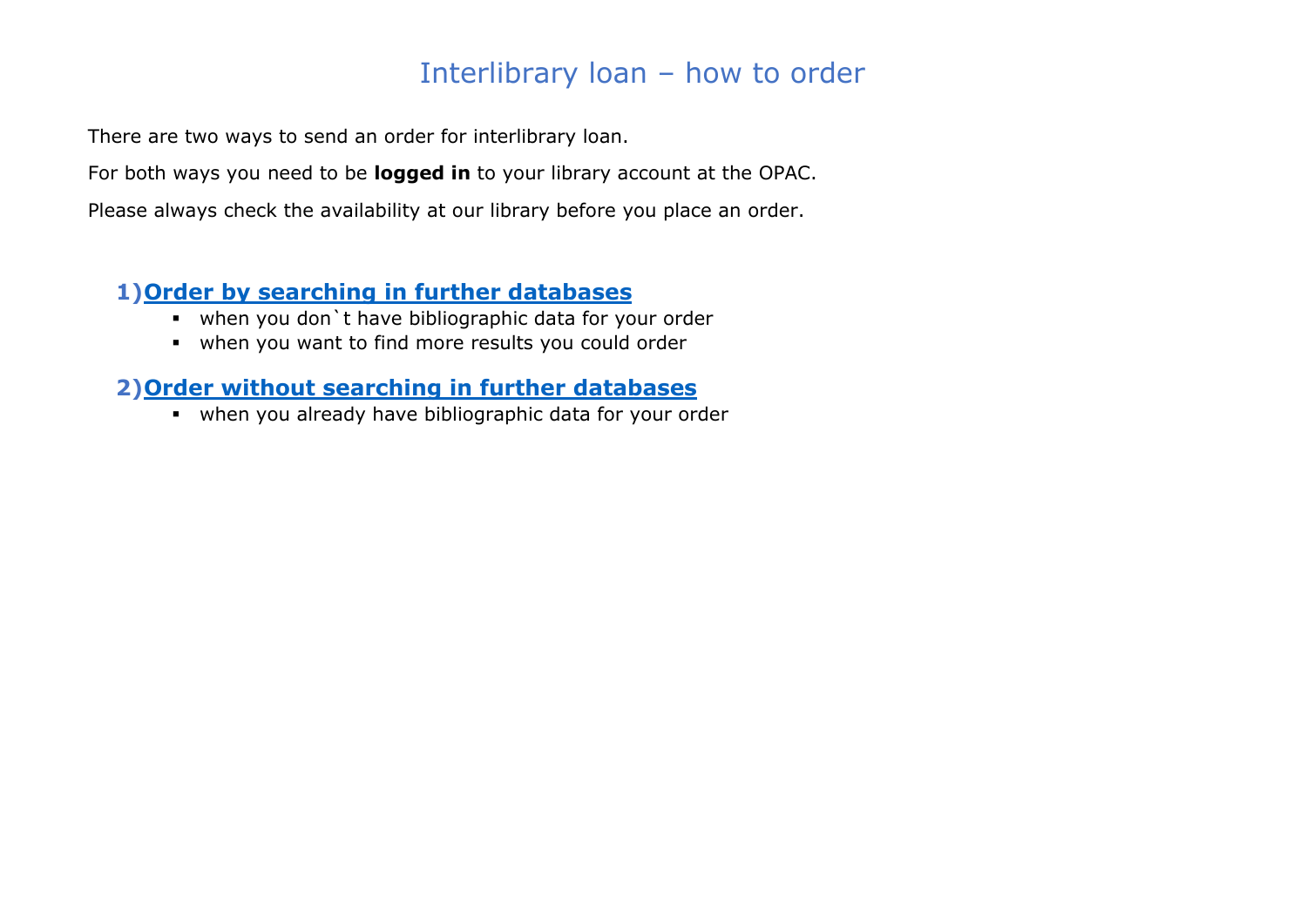# Interlibrary loan – how to order

There are two ways to send an order for interlibrary loan.

For both ways you need to be **logged in** to your library account at the OPAC.

Please always check the availability at our library before you place an order.

## 1) Order by searching in further databases

- when you don`t have bibliographic data for your order
- when you want to find more results you could order

## 2) Order without searching in further databases

- when you already have bibliographic data for your order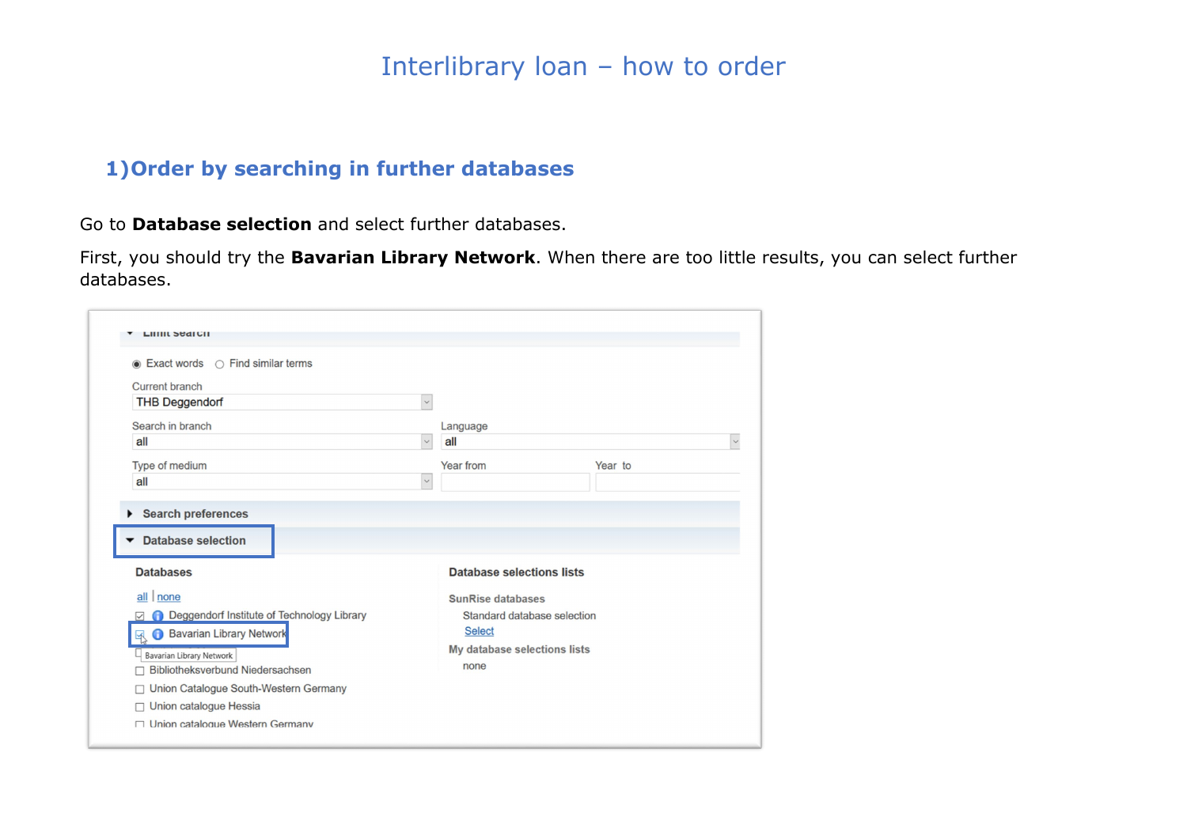# Interlibrary loan – how to order

## 1) Order by searching in further databases

Go to **Database selection** and select further databases.

First, you should try the **Bavarian Library Network**. When there are too little results, you can select further databases.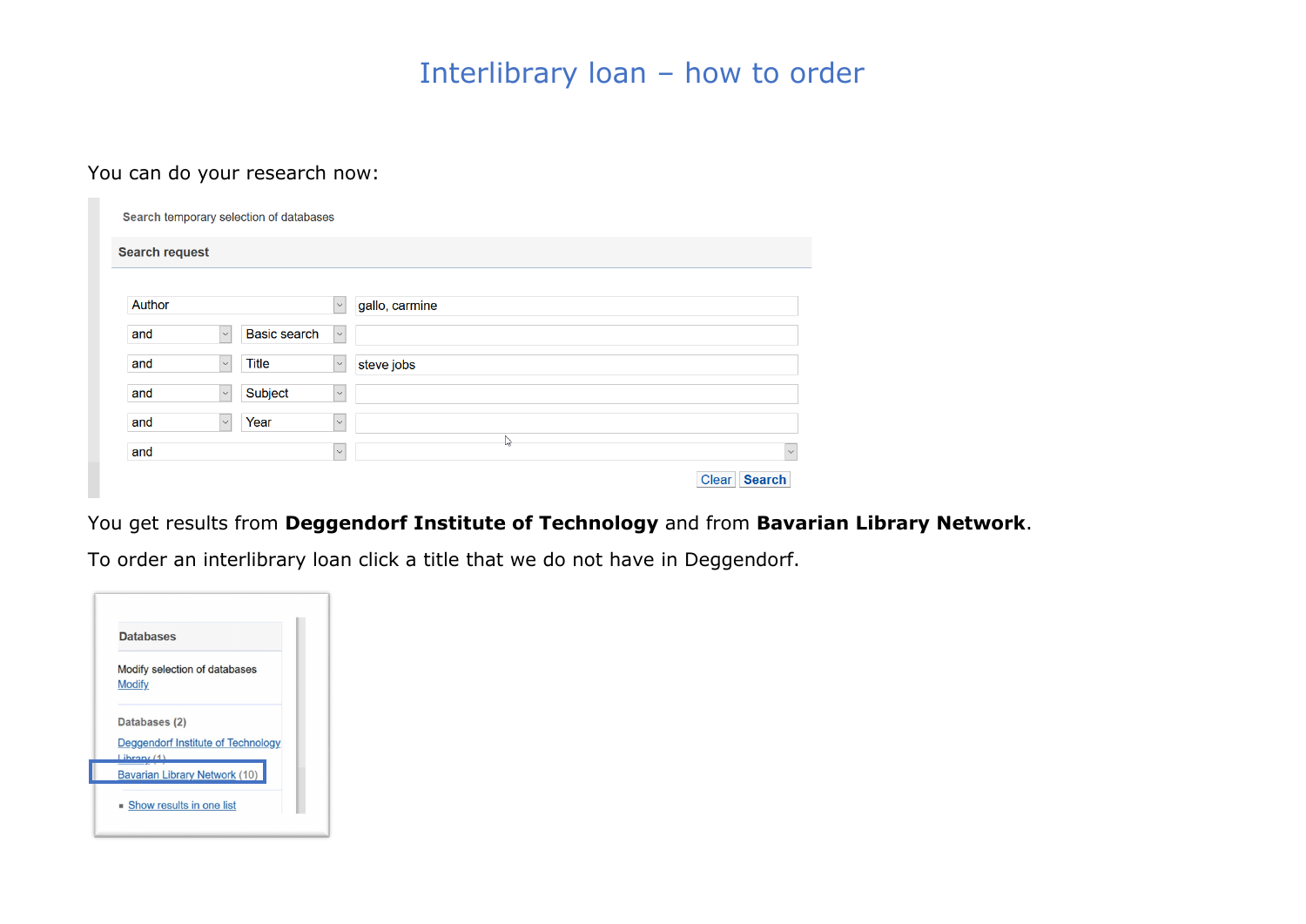# Interlibrary loan – how to order

You can do your research now:

Search temporary selection of databases

**Search request**

| | | |
|---|---|---|
| Author | | gallo, carmine |
| and | Basic search | |
| and | Title | steve jobs |
| and | Subject | |
| and | Year | |
| and | | |

Clear Search

You get results from **Deggendorf Institute of Technology** and from **Bavarian Library Network**.

To order an interlibrary loan click a title that we do not have in Deggendorf.

**Databases**

Modify selection of databases
Modify

Databases (2)

Deggendorf Institute of Technology Library (1)
Bavarian Library Network (10)

- Show results in one list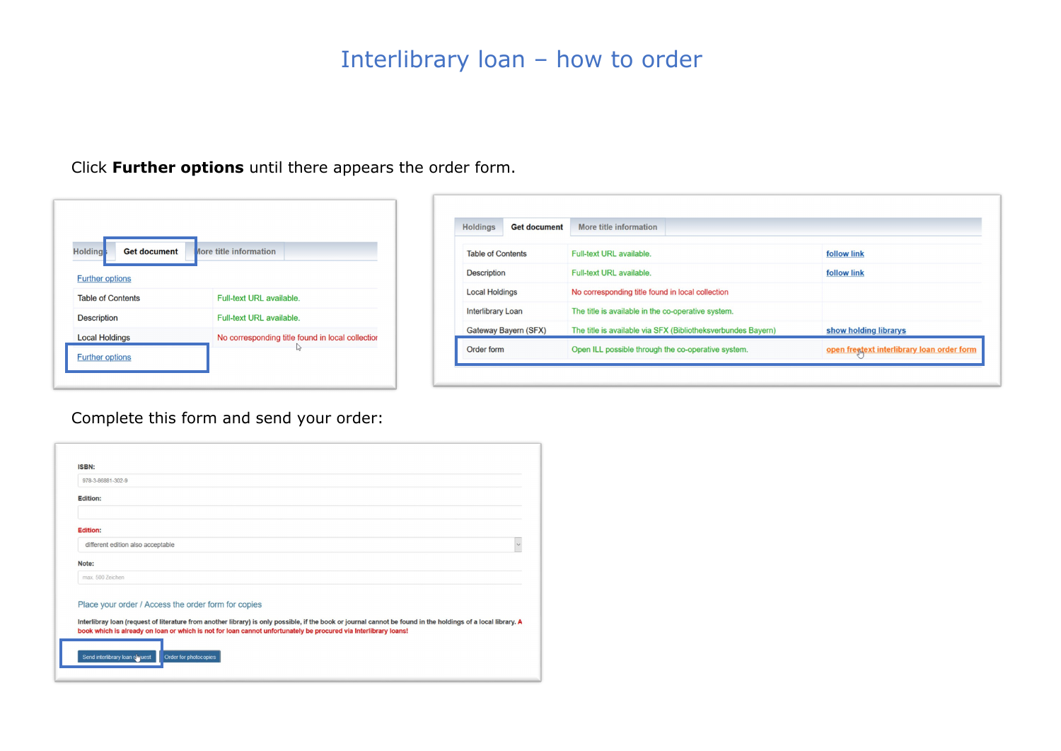# Interlibrary loan – how to order

Click **Further options** until there appears the order form.

Holdings | Get document | More title information

Further options

| | |
|---|---|
| Table of Contents | Full-text URL available. |
| Description | Full-text URL available. |
| Local Holdings | No corresponding title found in local collection |

Further options

Holdings | Get document | More title information

| | | |
|---|---|---|
| Table of Contents | Full-text URL available. | follow link |
| Description | Full-text URL available. | follow link |
| Local Holdings | No corresponding title found in local collection | |
| Interlibrary Loan | The title is available in the co-operative system. | |
| Gateway Bayern (SFX) | The title is available via SFX (Bibliotheksverbundes Bayern) | show holding librarys |
| Order form | Open ILL possible through the co-operative system. | open freetext interlibrary loan order form |

Complete this form and send your order:

**ISBN:** 978-3-86881-302-9

**Edition:**

**Edition:** different edition also acceptable

**Note:** max. 500 Zeichen

Place your order / Access the order form for copies

**Interlibray loan (request of literature from another library) is only possible, if the book or journal cannot be found in the holdings of a local library. A book which is already on loan or which is not for loan cannot unfortunately be procured via Interlibrary loans!**

Send interlibrary loan request | Order for photocopies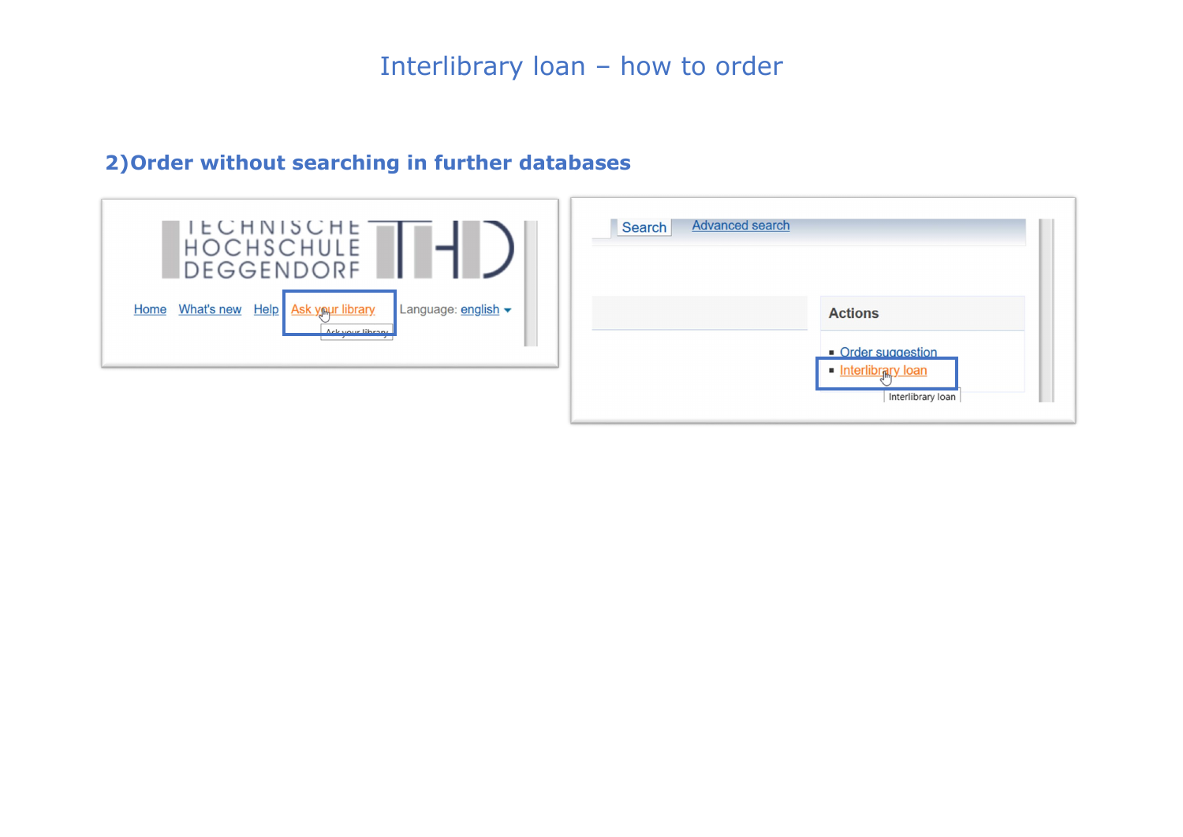# Interlibrary loan – how to order

## 2)Order without searching in further databases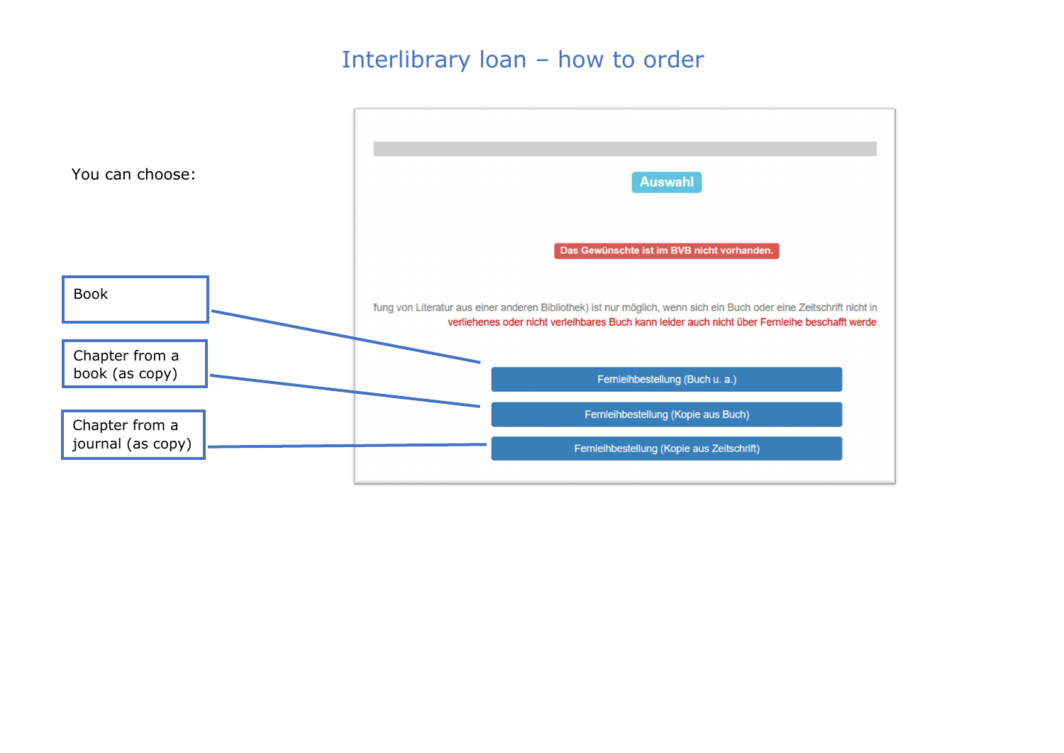# Interlibrary loan – how to order

You can choose:

- Book
- Chapter from a book (as copy)
- Chapter from a journal (as copy)

Auswahl

Das Gewünschte ist im BVB nicht vorhanden.

fung von Literatur aus einer anderen Bibliothek) ist nur möglich, wenn sich ein Buch oder eine Zeitschrift nicht in
verliehenes oder nicht verleihbares Buch kann leider auch nicht über Fernleihe beschafft werde

- Fernleihbestellung (Buch u. a.)
- Fernleihbestellung (Kopie aus Buch)
- Fernleihbestellung (Kopie aus Zeitschrift)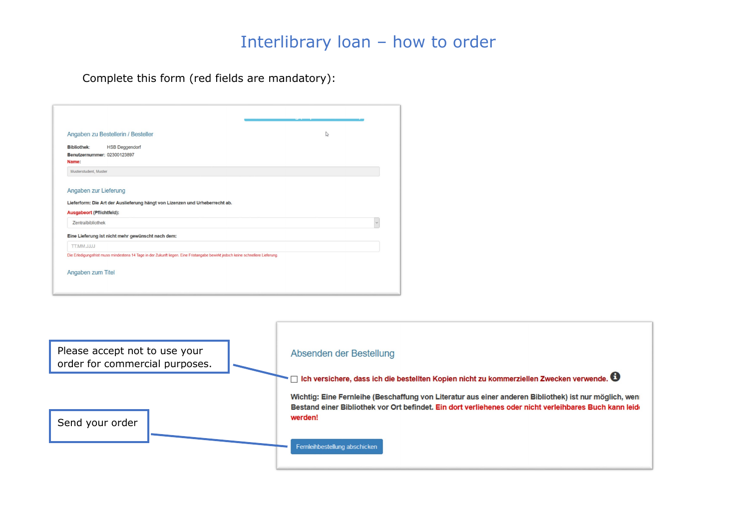# Interlibrary loan – how to order

Complete this form (red fields are mandatory):

Angaben zu Bestellerin / Besteller

**Bibliothek:** HSB Deggendorf
**Benutzernummer:** 02300123897
**Name:**
Musterstudent, Muster

Angaben zur Lieferung

**Lieferform: Die Art der Auslieferung hängt von Lizenzen und Urheberrecht ab.**

**Ausgabeort (Pflichtfeld):**
Zentralbibliothek

**Eine Lieferung ist nicht mehr gewünscht nach dem:**
TT.MM.JJJJ

Die Erledigungsfrist muss mindestens 14 Tage in der Zukunft liegen. Eine Fristangabe bewirkt jedoch keine schnellere Lieferung.

Angaben zum Titel

Please accept not to use your order for commercial purposes.

Send your order

Absenden der Bestellung

☐ **Ich versichere, dass ich die bestellten Kopien nicht zu kommerziellen Zwecken verwende.**

**Wichtig: Eine Fernleihe (Beschaffung von Literatur aus einer anderen Bibliothek) ist nur möglich, wen Bestand einer Bibliothek vor Ort befindet. Ein dort verliehenes oder nicht verleihbares Buch kann leid werden!**

Fernleihbestellung abschicken